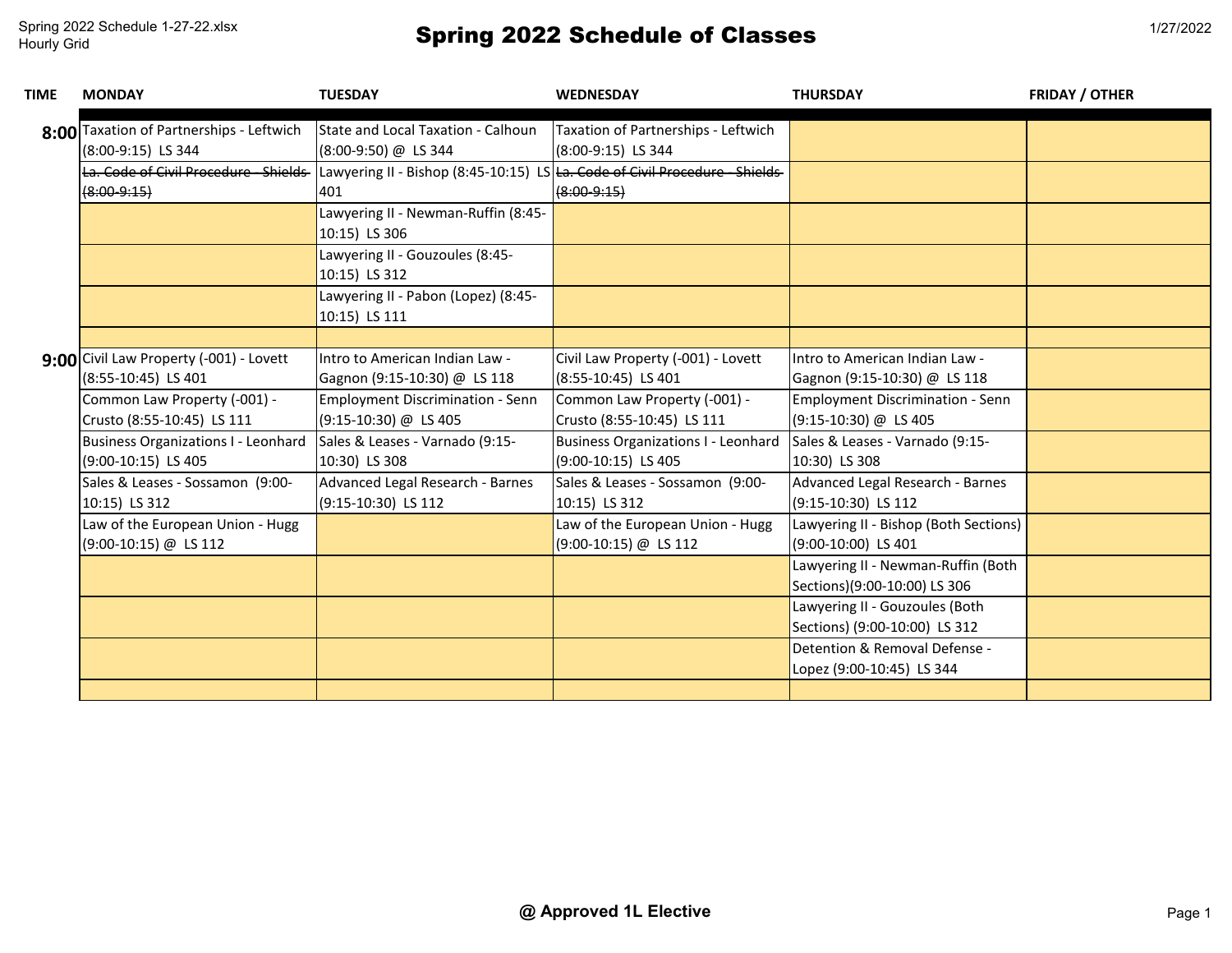Spring 2022 Schedule 1-27-22.xlsx
Hourly Grid

# Spring 2022 Schedule of Classes

1/27/2022

| TIME | MONDAY | TUESDAY | WEDNESDAY | THURSDAY | FRIDAY / OTHER |
|---|---|---|---|---|---|
| 8:00 | Taxation of Partnerships - Leftwich (8:00-9:15) LS 344 | State and Local Taxation - Calhoun (8:00-9:50) @ LS 344 | Taxation of Partnerships - Leftwich (8:00-9:15) LS 344 | | |
| | ~~La. Code of Civil Procedure - Shields (8:00-9:15)~~ | Lawyering II - Bishop (8:45-10:15) LS 401 | ~~La. Code of Civil Procedure - Shields (8:00-9:15)~~ | | |
| | | Lawyering II - Newman-Ruffin (8:45-10:15) LS 306 | | | |
| | | Lawyering II - Gouzoules (8:45-10:15) LS 312 | | | |
| | | Lawyering II - Pabon (Lopez) (8:45-10:15) LS 111 | | | |
| | | | | | |
| 9:00 | Civil Law Property (-001) - Lovett (8:55-10:45) LS 401 | Intro to American Indian Law - Gagnon (9:15-10:30) @ LS 118 | Civil Law Property (-001) - Lovett (8:55-10:45) LS 401 | Intro to American Indian Law - Gagnon (9:15-10:30) @ LS 118 | |
| | Common Law Property (-001) - Crusto (8:55-10:45) LS 111 | Employment Discrimination - Senn (9:15-10:30) @ LS 405 | Common Law Property (-001) - Crusto (8:55-10:45) LS 111 | Employment Discrimination - Senn (9:15-10:30) @ LS 405 | |
| | Business Organizations I - Leonhard (9:00-10:15) LS 405 | Sales & Leases - Varnado (9:15-10:30) LS 308 | Business Organizations I - Leonhard (9:00-10:15) LS 405 | Sales & Leases - Varnado (9:15-10:30) LS 308 | |
| | Sales & Leases - Sossamon (9:00-10:15) LS 312 | Advanced Legal Research - Barnes (9:15-10:30) LS 112 | Sales & Leases - Sossamon (9:00-10:15) LS 312 | Advanced Legal Research - Barnes (9:15-10:30) LS 112 | |
| | Law of the European Union - Hugg (9:00-10:15) @ LS 112 | | Law of the European Union - Hugg (9:00-10:15) @ LS 112 | Lawyering II - Bishop (Both Sections) (9:00-10:00) LS 401 | |
| | | | | Lawyering II - Newman-Ruffin (Both Sections)(9:00-10:00) LS 306 | |
| | | | | Lawyering II - Gouzoules (Both Sections) (9:00-10:00) LS 312 | |
| | | | | Detention & Removal Defense - Lopez (9:00-10:45) LS 344 | |
| | | | | | |

**@ Approved 1L Elective**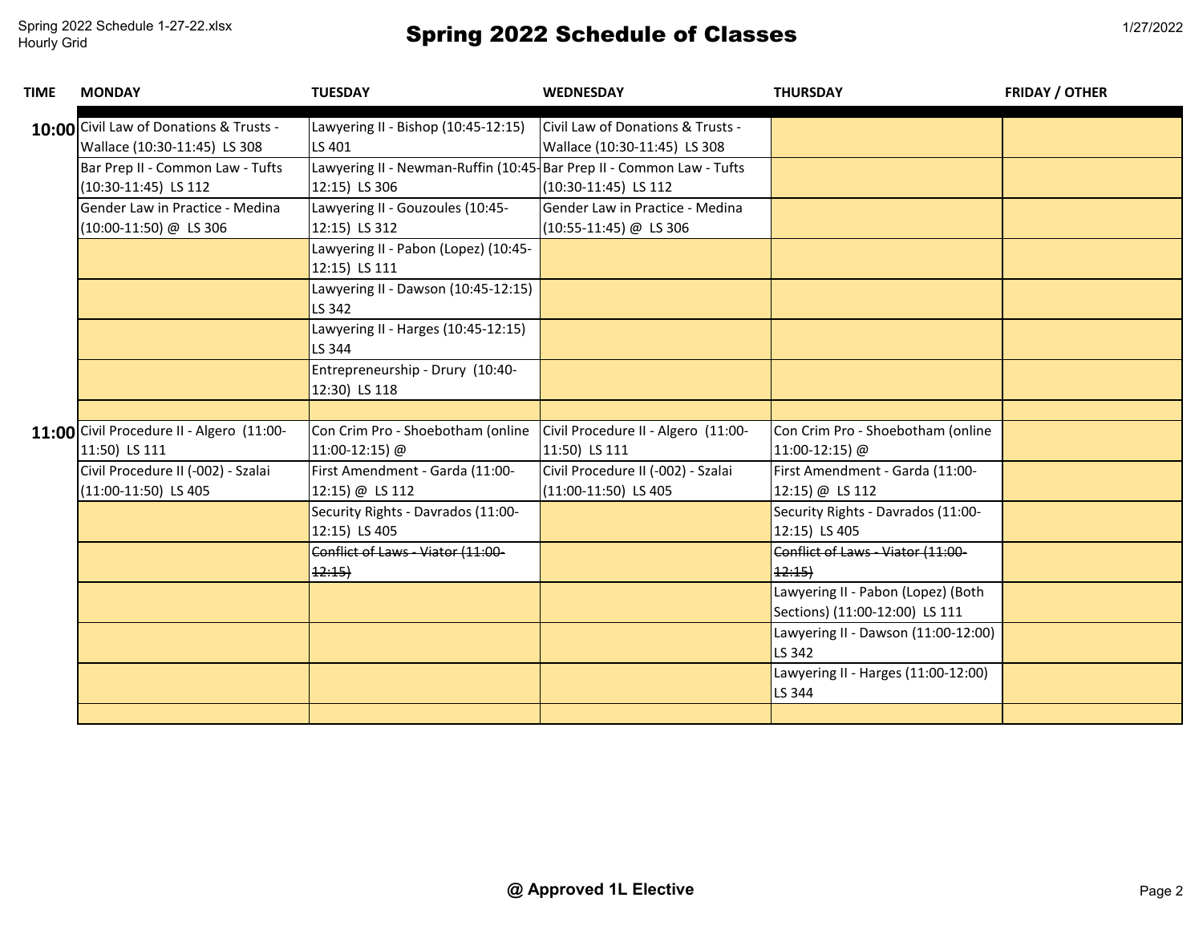# Spring 2022 Schedule of Classes

| TIME | MONDAY | TUESDAY | WEDNESDAY | THURSDAY | FRIDAY / OTHER |
|---|---|---|---|---|---|
| **10:00** | Civil Law of Donations & Trusts - Wallace (10:30-11:45) LS 308 | Lawyering II - Bishop (10:45-12:15) LS 401 | Civil Law of Donations & Trusts - Wallace (10:30-11:45) LS 308 | | |
| | Bar Prep II - Common Law - Tufts (10:30-11:45) LS 112 | Lawyering II - Newman-Ruffin (10:45-12:15) LS 306 | Bar Prep II - Common Law - Tufts (10:30-11:45) LS 112 | | |
| | Gender Law in Practice - Medina (10:00-11:50) @ LS 306 | Lawyering II - Gouzoules (10:45-12:15) LS 312 | Gender Law in Practice - Medina (10:55-11:45) @ LS 306 | | |
| | | Lawyering II - Pabon (Lopez) (10:45-12:15) LS 111 | | | |
| | | Lawyering II - Dawson (10:45-12:15) LS 342 | | | |
| | | Lawyering II - Harges (10:45-12:15) LS 344 | | | |
| | | Entrepreneurship - Drury (10:40-12:30) LS 118 | | | |
| | | | | | |
| **11:00** | Civil Procedure II - Algero (11:00-11:50) LS 111 | Con Crim Pro - Shoebotham (online 11:00-12:15) @ | Civil Procedure II - Algero (11:00-11:50) LS 111 | Con Crim Pro - Shoebotham (online 11:00-12:15) @ | |
| | Civil Procedure II (-002) - Szalai (11:00-11:50) LS 405 | First Amendment - Garda (11:00-12:15) @ LS 112 | Civil Procedure II (-002) - Szalai (11:00-11:50) LS 405 | First Amendment - Garda (11:00-12:15) @ LS 112 | |
| | | Security Rights - Davrados (11:00-12:15) LS 405 | | Security Rights - Davrados (11:00-12:15) LS 405 | |
| | | ~~Conflict of Laws - Viator (11:00-12:15)~~ | | ~~Conflict of Laws - Viator (11:00-12:15)~~ | |
| | | | | Lawyering II - Pabon (Lopez) (Both Sections) (11:00-12:00) LS 111 | |
| | | | | Lawyering II - Dawson (11:00-12:00) LS 342 | |
| | | | | Lawyering II - Harges (11:00-12:00) LS 344 | |
| | | | | | |

**@ Approved 1L Elective**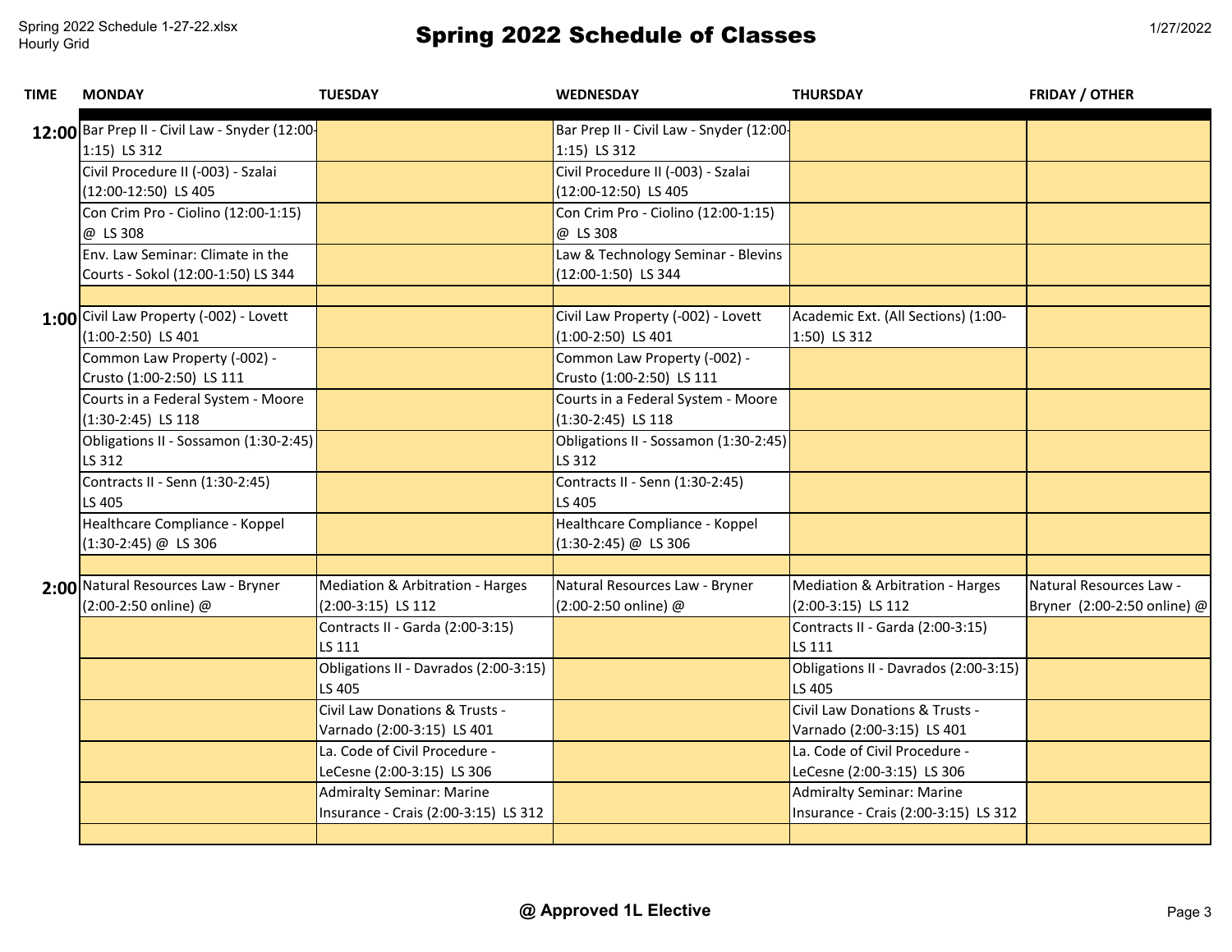# Spring 2022 Schedule of Classes

| TIME | MONDAY | TUESDAY | WEDNESDAY | THURSDAY | FRIDAY / OTHER |
|---|---|---|---|---|---|
| **12:00** | Bar Prep II - Civil Law - Snyder (12:00-1:15) LS 312 | | Bar Prep II - Civil Law - Snyder (12:00-1:15) LS 312 | | |
| | Civil Procedure II (-003) - Szalai (12:00-12:50) LS 405 | | Civil Procedure II (-003) - Szalai (12:00-12:50) LS 405 | | |
| | Con Crim Pro - Ciolino (12:00-1:15) @ LS 308 | | Con Crim Pro - Ciolino (12:00-1:15) @ LS 308 | | |
| | Env. Law Seminar: Climate in the Courts - Sokol (12:00-1:50) LS 344 | | Law & Technology Seminar - Blevins (12:00-1:50) LS 344 | | |
| | | | | | |
| **1:00** | Civil Law Property (-002) - Lovett (1:00-2:50) LS 401 | | Civil Law Property (-002) - Lovett (1:00-2:50) LS 401 | Academic Ext. (All Sections) (1:00-1:50) LS 312 | |
| | Common Law Property (-002) - Crusto (1:00-2:50) LS 111 | | Common Law Property (-002) - Crusto (1:00-2:50) LS 111 | | |
| | Courts in a Federal System - Moore (1:30-2:45) LS 118 | | Courts in a Federal System - Moore (1:30-2:45) LS 118 | | |
| | Obligations II - Sossamon (1:30-2:45) LS 312 | | Obligations II - Sossamon (1:30-2:45) LS 312 | | |
| | Contracts II - Senn (1:30-2:45) LS 405 | | Contracts II - Senn (1:30-2:45) LS 405 | | |
| | Healthcare Compliance - Koppel (1:30-2:45) @ LS 306 | | Healthcare Compliance - Koppel (1:30-2:45) @ LS 306 | | |
| | | | | | |
| **2:00** | Natural Resources Law - Bryner (2:00-2:50 online) @ | Mediation & Arbitration - Harges (2:00-3:15) LS 112 | Natural Resources Law - Bryner (2:00-2:50 online) @ | Mediation & Arbitration - Harges (2:00-3:15) LS 112 | Natural Resources Law - Bryner (2:00-2:50 online) @ |
| | | Contracts II - Garda (2:00-3:15) LS 111 | | Contracts II - Garda (2:00-3:15) LS 111 | |
| | | Obligations II - Davrados (2:00-3:15) LS 405 | | Obligations II - Davrados (2:00-3:15) LS 405 | |
| | | Civil Law Donations & Trusts - Varnado (2:00-3:15) LS 401 | | Civil Law Donations & Trusts - Varnado (2:00-3:15) LS 401 | |
| | | La. Code of Civil Procedure - LeCesne (2:00-3:15) LS 306 | | La. Code of Civil Procedure - LeCesne (2:00-3:15) LS 306 | |
| | | Admiralty Seminar: Marine Insurance - Crais (2:00-3:15) LS 312 | | Admiralty Seminar: Marine Insurance - Crais (2:00-3:15) LS 312 | |
| | | | | | |

**@ Approved 1L Elective**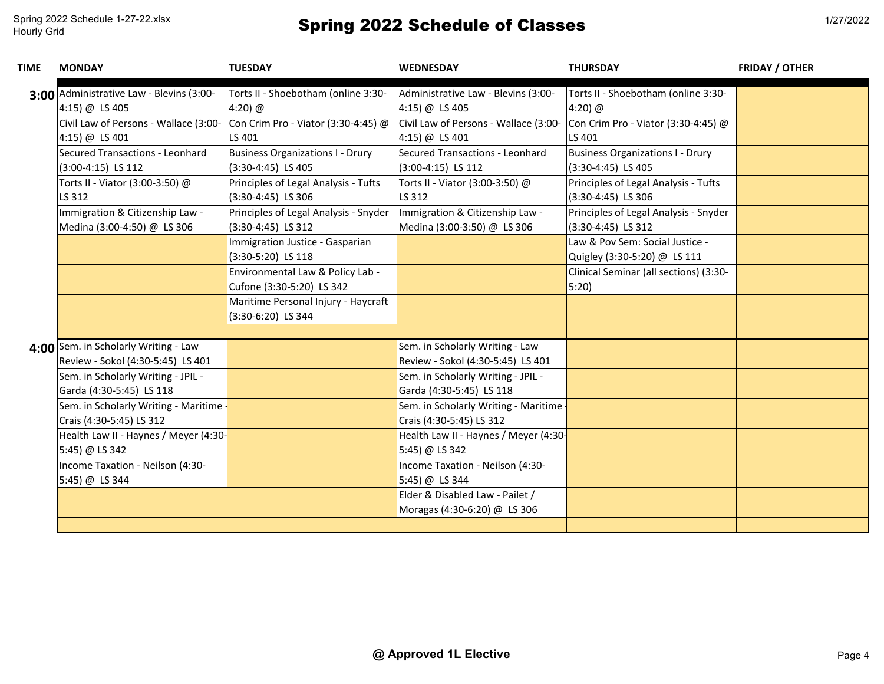# Spring 2022 Schedule of Classes

| TIME | MONDAY | TUESDAY | WEDNESDAY | THURSDAY | FRIDAY / OTHER |
|---|---|---|---|---|---|
| 3:00 | Administrative Law - Blevins (3:00-4:15) @ LS 405 | Torts II - Shoebotham (online 3:30-4:20) @ | Administrative Law - Blevins (3:00-4:15) @ LS 405 | Torts II - Shoebotham (online 3:30-4:20) @ | |
| | Civil Law of Persons - Wallace (3:00-4:15) @ LS 401 | Con Crim Pro - Viator (3:30-4:45) @ LS 401 | Civil Law of Persons - Wallace (3:00-4:15) @ LS 401 | Con Crim Pro - Viator (3:30-4:45) @ LS 401 | |
| | Secured Transactions - Leonhard (3:00-4:15) LS 112 | Business Organizations I - Drury (3:30-4:45) LS 405 | Secured Transactions - Leonhard (3:00-4:15) LS 112 | Business Organizations I - Drury (3:30-4:45) LS 405 | |
| | Torts II - Viator (3:00-3:50) @ LS 312 | Principles of Legal Analysis - Tufts (3:30-4:45) LS 306 | Torts II - Viator (3:00-3:50) @ LS 312 | Principles of Legal Analysis - Tufts (3:30-4:45) LS 306 | |
| | Immigration & Citizenship Law - Medina (3:00-4:50) @ LS 306 | Principles of Legal Analysis - Snyder (3:30-4:45) LS 312 | Immigration & Citizenship Law - Medina (3:00-3:50) @ LS 306 | Principles of Legal Analysis - Snyder (3:30-4:45) LS 312 | |
| | | Immigration Justice - Gasparian (3:30-5:20) LS 118 | | Law & Pov Sem: Social Justice - Quigley (3:30-5:20) @ LS 111 | |
| | | Environmental Law & Policy Lab - Cufone (3:30-5:20) LS 342 | | Clinical Seminar (all sections) (3:30-5:20) | |
| | | Maritime Personal Injury - Haycraft (3:30-6:20) LS 344 | | | |
| | | | | | |
| 4:00 | Sem. in Scholarly Writing - Law Review - Sokol (4:30-5:45) LS 401 | | Sem. in Scholarly Writing - Law Review - Sokol (4:30-5:45) LS 401 | | |
| | Sem. in Scholarly Writing - JPIL - Garda (4:30-5:45) LS 118 | | Sem. in Scholarly Writing - JPIL - Garda (4:30-5:45) LS 118 | | |
| | Sem. in Scholarly Writing - Maritime - Crais (4:30-5:45) LS 312 | | Sem. in Scholarly Writing - Maritime - Crais (4:30-5:45) LS 312 | | |
| | Health Law II - Haynes / Meyer (4:30-5:45) @ LS 342 | | Health Law II - Haynes / Meyer (4:30-5:45) @ LS 342 | | |
| | Income Taxation - Neilson (4:30-5:45) @ LS 344 | | Income Taxation - Neilson (4:30-5:45) @ LS 344 | | |
| | | | Elder & Disabled Law - Pailet / Moragas (4:30-6:20) @ LS 306 | | |
| | | | | | |

**@ Approved 1L Elective**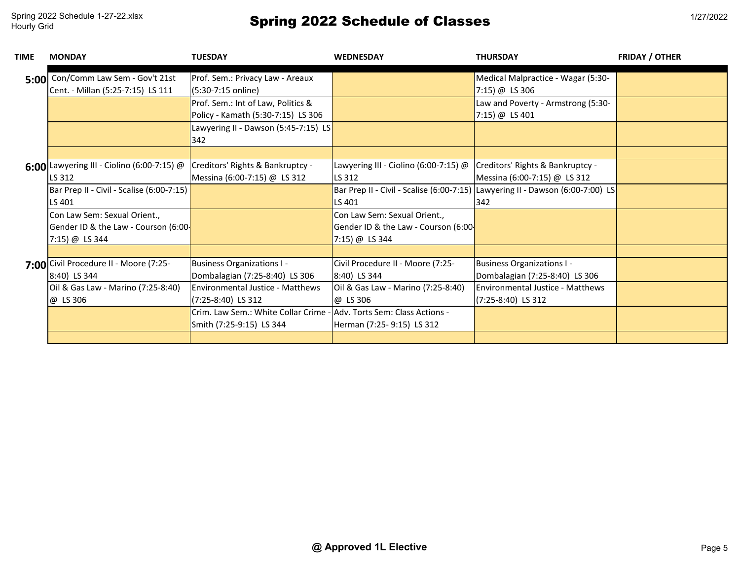# Spring 2022 Schedule of Classes

| TIME | MONDAY | TUESDAY | WEDNESDAY | THURSDAY | FRIDAY / OTHER |
|---|---|---|---|---|---|
| 5:00 | Con/Comm Law Sem - Gov't 21st Cent. - Millan (5:25-7:15) LS 111 | Prof. Sem.: Privacy Law - Areaux (5:30-7:15 online) | | Medical Malpractice - Wagar (5:30-7:15) @ LS 306 | |
| | | Prof. Sem.: Int of Law, Politics & Policy - Kamath (5:30-7:15) LS 306 | | Law and Poverty - Armstrong (5:30-7:15) @ LS 401 | |
| | | Lawyering II - Dawson (5:45-7:15) LS 342 | | | |
| | | | | | |
| 6:00 | Lawyering III - Ciolino (6:00-7:15) @ LS 312 | Creditors' Rights & Bankruptcy - Messina (6:00-7:15) @ LS 312 | Lawyering III - Ciolino (6:00-7:15) @ LS 312 | Creditors' Rights & Bankruptcy - Messina (6:00-7:15) @ LS 312 | |
| | Bar Prep II - Civil - Scalise (6:00-7:15) LS 401 | | Bar Prep II - Civil - Scalise (6:00-7:15) LS 401 | Lawyering II - Dawson (6:00-7:00) LS 342 | |
| | Con Law Sem: Sexual Orient., Gender ID & the Law - Courson (6:00-7:15) @ LS 344 | | Con Law Sem: Sexual Orient., Gender ID & the Law - Courson (6:00-7:15) @ LS 344 | | |
| | | | | | |
| 7:00 | Civil Procedure II - Moore (7:25-8:40) LS 344 | Business Organizations I - Dombalagian (7:25-8:40) LS 306 | Civil Procedure II - Moore (7:25-8:40) LS 344 | Business Organizations I - Dombalagian (7:25-8:40) LS 306 | |
| | Oil & Gas Law - Marino (7:25-8:40) @ LS 306 | Environmental Justice - Matthews (7:25-8:40) LS 312 | Oil & Gas Law - Marino (7:25-8:40) @ LS 306 | Environmental Justice - Matthews (7:25-8:40) LS 312 | |
| | | Crim. Law Sem.: White Collar Crime - Smith (7:25-9:15) LS 344 | Adv. Torts Sem: Class Actions - Herman (7:25- 9:15) LS 312 | | |
| | | | | | |

**@ Approved 1L Elective**